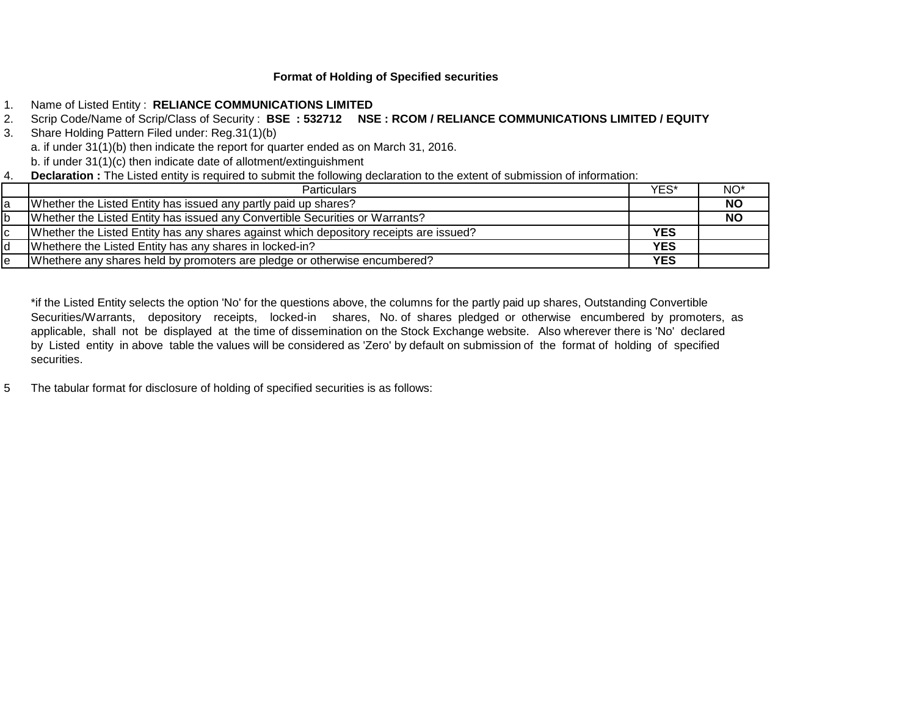# Format of Holding of Specified securities

1. Name of Listed Entity : **RELIANCE COMMUNICATIONS LIMITED**
2. Scrip Code/Name of Scrip/Class of Security : **BSE : 532712 NSE : RCOM / RELIANCE COMMUNICATIONS LIMITED / EQUITY**
3. Share Holding Pattern Filed under: Reg.31(1)(b)

   a. if under 31(1)(b) then indicate the report for quarter ended as on March 31, 2016.

   b. if under 31(1)(c) then indicate date of allotment/extinguishment
4. **Declaration :** The Listed entity is required to submit the following declaration to the extent of submission of information:

| | Particulars | YES* | NO* |
|---|---|---|---|
| a | Whether the Listed Entity has issued any partly paid up shares? | | **NO** |
| b | Whether the Listed Entity has issued any Convertible Securities or Warrants? | | **NO** |
| c | Whether the Listed Entity has any shares against which depository receipts are issued? | **YES** | |
| d | Whethere the Listed Entity has any shares in locked-in? | **YES** | |
| e | Whethere any shares held by promoters are pledge or otherwise encumbered? | **YES** | |

*if the Listed Entity selects the option 'No' for the questions above, the columns for the partly paid up shares, Outstanding Convertible Securities/Warrants, depository receipts, locked-in shares, No. of shares pledged or otherwise encumbered by promoters, as applicable, shall not be displayed at the time of dissemination on the Stock Exchange website. Also wherever there is 'No' declared by Listed entity in above table the values will be considered as 'Zero' by default on submission of the format of holding of specified securities.

5 The tabular format for disclosure of holding of specified securities is as follows: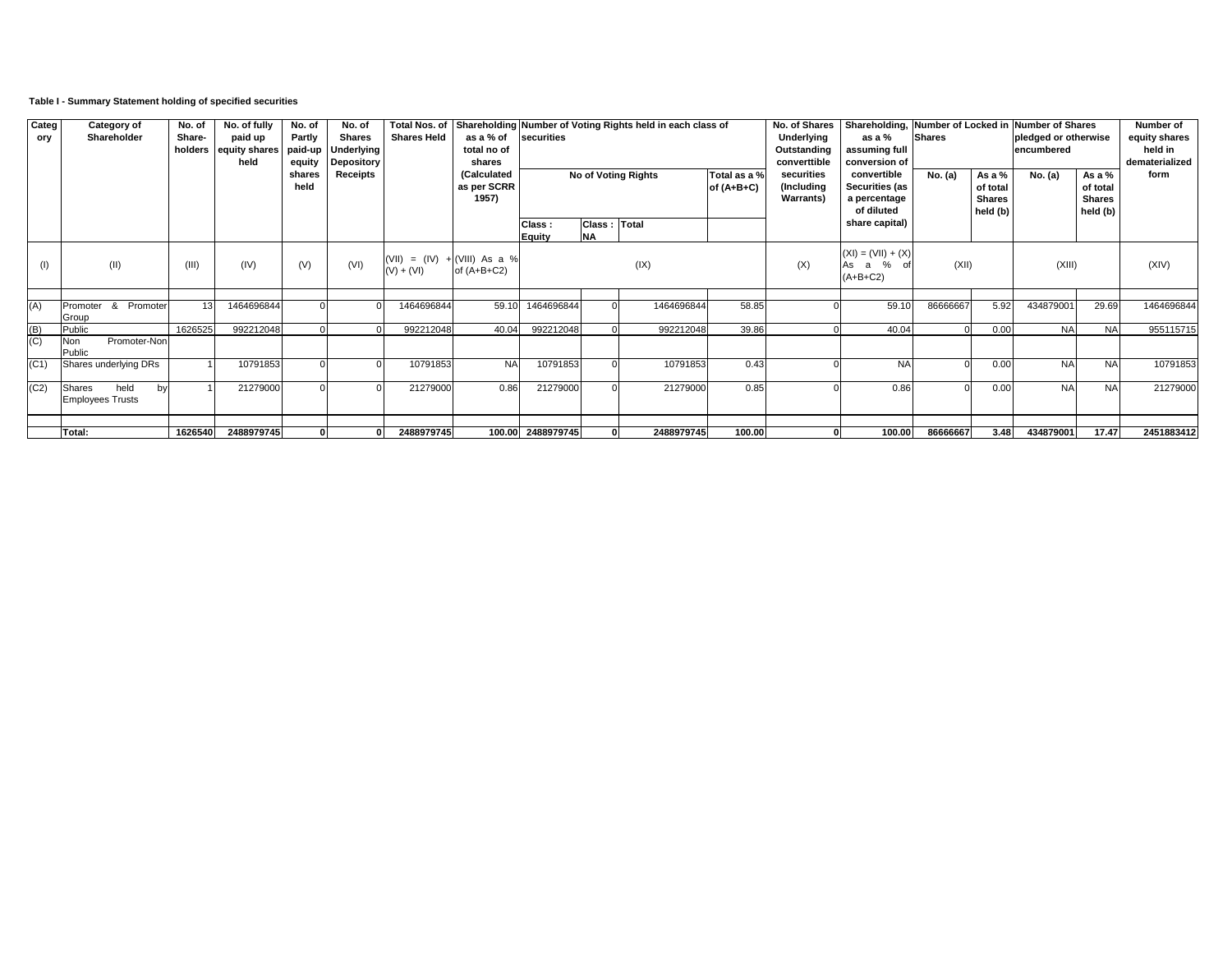**Table I - Summary Statement holding of specified securities**

| Category | Category of Shareholder | No. of Share-holders | No. of fully paid up equity shares held | No. of Partly paid-up equity shares held | No. of Shares Underlying Depository Receipts | Total Nos. of Shares Held | Shareholding as a % of total no of shares (Calculated as per SCRR 1957) | Number of Voting Rights held in each class of securities | | | | No. of Shares Underlying Outstanding converttible securities (Including Warrants) | Shareholding, as a % assuming full conversion of convertible Securities (as a percentage of diluted share capital) | Number of Locked in Shares | | Number of Shares pledged or otherwise encumbered | | Number of equity shares held in dematerialized form |
|---|---|---|---|---|---|---|---|---|---|---|---|---|---|---|---|---|---|---|
| | | | | | | | | No of Voting Rights | | | Total as a % of (A+B+C) | | | No. (a) | As a % of total Shares held (b) | No. (a) | As a % of total Shares held (b) | |
| | | | | | | | | Class : Equity | Class : NA | Total | | | | | | | | |
| (I) | (II) | (III) | (IV) | (V) | (VI) | (VII) = (IV) + (V) + (VI) | (VIII) As a % of (A+B+C2) | (IX) | | | | (X) | (XI) = (VII) + (X) As a % of (A+B+C2) | (XII) | | (XIII) | | (XIV) |
| (A) | Promoter & Promoter Group | 13 | 1464696844 | 0 | 0 | 1464696844 | 59.10 | 1464696844 | 0 | 1464696844 | 58.85 | 0 | 59.10 | 86666667 | 5.92 | 434879001 | 29.69 | 1464696844 |
| (B) | Public | 1626525 | 992212048 | 0 | 0 | 992212048 | 40.04 | 992212048 | 0 | 992212048 | 39.86 | 0 | 40.04 | 0 | 0.00 | NA | NA | 955115715 |
| (C) | Non Promoter-Non Public | | | | | | | | | | | | | | | | | |
| (C1) | Shares underlying DRs | 1 | 10791853 | 0 | 0 | 10791853 | NA | 10791853 | 0 | 10791853 | 0.43 | 0 | NA | 0 | 0.00 | NA | NA | 10791853 |
| (C2) | Shares held by Employees Trusts | 1 | 21279000 | 0 | 0 | 21279000 | 0.86 | 21279000 | 0 | 21279000 | 0.85 | 0 | 0.86 | 0 | 0.00 | NA | NA | 21279000 |
| | **Total:** | **1626540** | **2488979745** | **0** | **0** | **2488979745** | **100.00** | **2488979745** | **0** | **2488979745** | **100.00** | **0** | **100.00** | **86666667** | **3.48** | **434879001** | **17.47** | **2451883412** |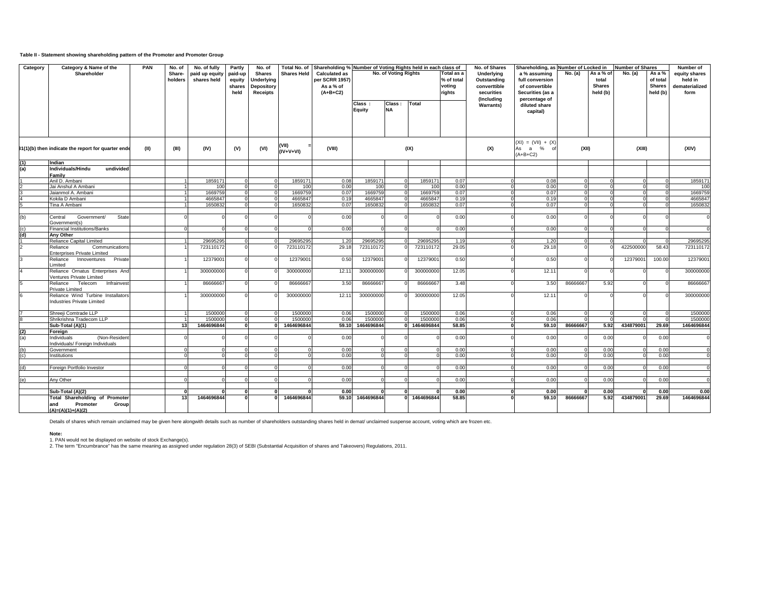**Table II - Statement showing shareholding pattern of the Promoter and Promoter Group**

| Category | Category & Name of the Shareholder | PAN | No. of Share-holders | No. of fully paid up equity shares held | Partly paid-up equity shares held | No. of Shares Underlying Depository Receipts | Total No. of Shares Held | Shareholding % Calculated as per SCRR 1957) As a % of (A+B+C2) | Number of Voting Rights held in each class of | | | | No. of Shares Underlying Outstanding converttible securities (Including Warrants) | Shareholding, as a % assuming full conversion of convertible Securities (as a percentage of diluted share capital) | Number of Locked in | | Number of Shares | | Number of equity shares held in dematerialized form |
|---|---|---|---|---|---|---|---|---|---|---|---|---|---|---|---|---|---|---|---|
| | | | | | | | | | No. of Voting Rights | | | Total as a % of total voting rights | | | No. (a) | As a % of total Shares held (b) | No. (a) | As a % of total Shares held (b) | |
| | | | | | | | | | Class : Equity | Class : NA | Total | | | | | | | | |
| | 31(1)(b) then indicate the report for quarter ende | (II) | (III) | (IV) | (V) | (VI) | (VII) = (IV+V+VI) | (VIII) | (IX) | | | | (X) | (XI) = (VII) + (X) As a % of (A+B+C2) | (XII) | | (XIII) | | (XIV) |
| (1) | **Indian** | | | | | | | | | | | | | | | | | | |
| (a) | **Individuals/Hindu undivided Family** | | | | | | | | | | | | | | | | | | |
| 1 | Anil D. Ambani | | 1 | 1859171 | 0 | 0 | 1859171 | 0.08 | 1859171 | 0 | 1859171 | 0.07 | 0 | 0.08 | 0 | 0 | 0 | 0 | 1859171 |
| 2 | Jai Anshul A Ambani | | 1 | 100 | 0 | 0 | 100 | 0.00 | 100 | 0 | 100 | 0.00 | 0 | 0.00 | 0 | 0 | 0 | 0 | 100 |
| 3 | Jaianmol A. Ambani | | 1 | 1669759 | 0 | 0 | 1669759 | 0.07 | 1669759 | 0 | 1669759 | 0.07 | 0 | 0.07 | 0 | 0 | 0 | 0 | 1669759 |
| 4 | Kokila D Ambani | | 1 | 4665847 | 0 | 0 | 4665847 | 0.19 | 4665847 | 0 | 4665847 | 0.19 | 0 | 0.19 | 0 | 0 | 0 | 0 | 4665847 |
| 5 | Tina A Ambani | | 1 | 1650832 | 0 | 0 | 1650832 | 0.07 | 1650832 | 0 | 1650832 | 0.07 | 0 | 0.07 | 0 | 0 | 0 | 0 | 1650832 |
| (b) | Central Government/ State Government(s) | | 0 | 0 | 0 | 0 | 0 | 0.00 | 0 | 0 | 0 | 0.00 | 0 | 0.00 | 0 | 0 | 0 | 0 | 0 |
| (c) | Financial Institutions/Banks | | 0 | 0 | 0 | 0 | 0 | 0.00 | 0 | 0 | 0 | 0.00 | 0 | 0.00 | 0 | 0 | 0 | 0 | 0 |
| (d) | **Any Other** | | | | | | | | | | | | | | | | | | |
| 1 | Reliance Capital Limited | | 1 | 29695295 | 0 | 0 | 29695295 | 1.20 | 29695295 | 0 | 29695295 | 1.19 | 0 | 1.20 | 0 | 0 | 0 | 0 | 29695295 |
| 2 | Reliance Communications Enterprises Private Limited | | 1 | 723110172 | 0 | 0 | 723110172 | 29.18 | 723110172 | 0 | 723110172 | 29.05 | 0 | 29.18 | 0 | 0 | 422500000 | 58.43 | 723110172 |
| 3 | Reliance Innoventures Private Limited | | 1 | 12379001 | 0 | 0 | 12379001 | 0.50 | 12379001 | 0 | 12379001 | 0.50 | 0 | 0.50 | 0 | 0 | 12379001 | 100.00 | 12379001 |
| 4 | Reliance Ornatus Enterprises And Ventures Private Limited | | 1 | 300000000 | 0 | 0 | 300000000 | 12.11 | 300000000 | 0 | 300000000 | 12.05 | 0 | 12.11 | 0 | 0 | 0 | 0 | 300000000 |
| 5 | Reliance Telecom Infrainvest Private Limited | | 1 | 86666667 | 0 | 0 | 86666667 | 3.50 | 86666667 | 0 | 86666667 | 3.48 | 0 | 3.50 | 86666667 | 5.92 | 0 | 0 | 86666667 |
| 6 | Reliance Wind Turbine Installators Industries Private Limited | | 1 | 300000000 | 0 | 0 | 300000000 | 12.11 | 300000000 | 0 | 300000000 | 12.05 | 0 | 12.11 | 0 | 0 | 0 | 0 | 300000000 |
| 7 | Shreeji Comtrade LLP | | 1 | 1500000 | 0 | 0 | 1500000 | 0.06 | 1500000 | 0 | 1500000 | 0.06 | 0 | 0.06 | 0 | 0 | 0 | 0 | 1500000 |
| 8 | Shrikrishna Tradecom LLP | | 1 | 1500000 | 0 | 0 | 1500000 | 0.06 | 1500000 | 0 | 1500000 | 0.06 | 0 | 0.06 | 0 | 0 | 0 | 0 | 1500000 |
| | **Sub-Total (A)(1)** | | **13** | **1464696844** | **0** | **0** | **1464696844** | **59.10** | **1464696844** | **0** | **1464696844** | **58.85** | **0** | **59.10** | **86666667** | **5.92** | **434879001** | **29.69** | **1464696844** |
| (2) | **Foreign** | | | | | | | | | | | | | | | | | | |
| (a) | Individuals (Non-Resident Individuals/ Foreign Individuals | | 0 | 0 | 0 | 0 | 0 | 0.00 | 0 | 0 | 0 | 0.00 | 0 | 0.00 | 0 | 0.00 | 0 | 0.00 | 0 |
| (b) | Government | | 0 | 0 | 0 | 0 | 0 | 0.00 | 0 | 0 | 0 | 0.00 | 0 | 0.00 | 0 | 0.00 | 0 | 0.00 | 0 |
| (c) | Institutions | | 0 | 0 | 0 | 0 | 0 | 0.00 | 0 | 0 | 0 | 0.00 | 0 | 0.00 | 0 | 0.00 | 0 | 0.00 | 0 |
| (d) | Foreign Portfolio Investor | | 0 | 0 | 0 | 0 | 0 | 0.00 | 0 | 0 | 0 | 0.00 | 0 | 0.00 | 0 | 0.00 | 0 | 0.00 | 0 |
| (e) | Any Other | | 0 | 0 | 0 | 0 | 0 | 0.00 | 0 | 0 | 0 | 0.00 | 0 | 0.00 | 0 | 0.00 | 0 | 0.00 | 0 |
| | **Sub-Total (A)(2)** | | **0** | **0** | **0** | **0** | **0** | **0.00** | **0** | **0** | **0** | **0.00** | **0** | **0.00** | **0** | **0.00** | **0** | **0.00** | **0.00** |
| | **Total Shareholding of Promoter and Promoter Group (A)=(A)(1)+(A)(2)** | | **13** | **1464696844** | **0** | **0** | **1464696844** | **59.10** | **1464696844** | **0** | **1464696844** | **58.85** | **0** | **59.10** | **86666667** | **5.92** | **434879001** | **29.69** | **1464696844** |

Details of shares which remain unclaimed may be given here alongwith details such as number of shareholders outstanding shares held in demat/ unclaimed suspense account, voting which are frozen etc.

**Note:**

1. PAN would not be displayed on website of stock Exchange(s).
2. The term "Encumbrance" has the same meaning as assigned under regulation 28(3) of SEBI (Substantial Acquisition of shares and Takeovers) Regulations, 2011.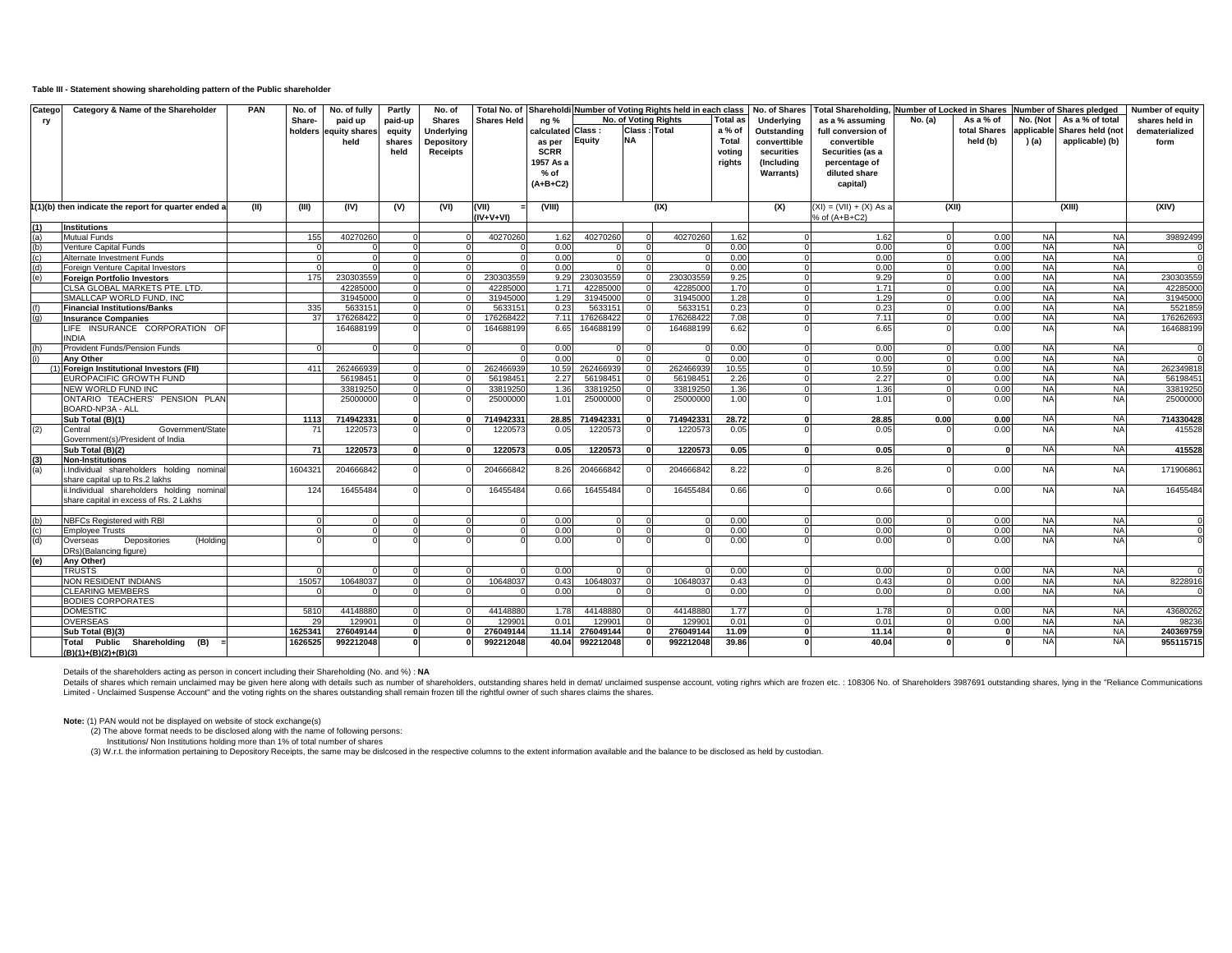**Table III - Statement showing shareholding pattern of the Public shareholder**

| Category | Category & Name of the Shareholder | PAN | No. of Share-holders | No. of fully paid up equity shares held | Partly paid-up equity shares held | No. of Shares Underlying Depository Receipts | Total No. of Shares Held | Shareholding % calculated as per SCRR 1957 As a % of (A+B+C2) | Number of Voting Rights held in each class | | | | No. of Shares Underlying Outstanding converttible securities (Including Warrants) | Total Shareholding, as a % assuming full conversion of convertible Securities (as a percentage of diluted share capital) | Number of Locked in Shares | | Number of Shares pledged | | Number of equity shares held in dematerialized form |
|---|---|---|---|---|---|---|---|---|---|---|---|---|---|---|---|---|---|---|---|
| | | | | | | | | | No. of Voting Rights | | | Total as a % of Total voting rights | | | No. (a) | As a % of total Shares held (b) | No. (Not applicable) (a) | As a % of total Shares held (not applicable) (b) | |
| | | | | | | | | | Class : Equity | Class : NA | Total | | | | | | | | |
| 1(1)(b) then indicate the report for quarter ended a | | (II) | (III) | (IV) | (V) | (VI) | (VII) = (IV+V+VI) | (VIII) | (IX) | | | | (X) | (XI) = (VII) + (X) As a % of (A+B+C2) | (XII) | | (XIII) | | (XIV) |
| **(1)** | **Institutions** | | | | | | | | | | | | | | | | | | |
| (a) | Mutual Funds | | 155 | 40270260 | 0 | 0 | 40270260 | 1.62 | 40270260 | 0 | 40270260 | 1.62 | 0 | 1.62 | 0 | 0.00 | NA | NA | 39892499 |
| (b) | Venture Capital Funds | | 0 | 0 | 0 | 0 | 0 | 0.00 | 0 | 0 | 0 | 0.00 | 0 | 0.00 | 0 | 0.00 | NA | NA | 0 |
| (c) | Alternate Investment Funds | | 0 | 0 | 0 | 0 | 0 | 0.00 | 0 | 0 | 0 | 0.00 | 0 | 0.00 | 0 | 0.00 | NA | NA | 0 |
| (d) | Foreign Venture Capital Investors | | 0 | 0 | 0 | 0 | 0 | 0.00 | 0 | 0 | 0 | 0.00 | 0 | 0.00 | 0 | 0.00 | NA | NA | 0 |
| (e) | **Foreign Portfolio Investors** | | 175 | 230303559 | 0 | 0 | 230303559 | 9.29 | 230303559 | 0 | 230303559 | 9.25 | 0 | 9.29 | 0 | 0.00 | NA | NA | 230303559 |
| | CLSA GLOBAL MARKETS PTE. LTD. | | | 42285000 | 0 | 0 | 42285000 | 1.71 | 42285000 | 0 | 42285000 | 1.70 | 0 | 1.71 | 0 | 0.00 | NA | NA | 42285000 |
| | SMALLCAP WORLD FUND, INC | | | 31945000 | 0 | 0 | 31945000 | 1.29 | 31945000 | 0 | 31945000 | 1.28 | 0 | 1.29 | 0 | 0.00 | NA | NA | 31945000 |
| (f) | **Financial Institutions/Banks** | | 335 | 5633151 | 0 | 0 | 5633151 | 0.23 | 5633151 | 0 | 5633151 | 0.23 | 0 | 0.23 | 0 | 0.00 | NA | NA | 5521859 |
| (g) | **Insurance Companies** | | 37 | 176268422 | 0 | 0 | 176268422 | 7.11 | 176268422 | 0 | 176268422 | 7.08 | 0 | 7.11 | 0 | 0.00 | NA | NA | 176262693 |
| | LIFE INSURANCE CORPORATION OF INDIA | | | 164688199 | 0 | 0 | 164688199 | 6.65 | 164688199 | 0 | 164688199 | 6.62 | 0 | 6.65 | 0 | 0.00 | NA | NA | 164688199 |
| (h) | Provident Funds/Pension Funds | | 0 | 0 | 0 | 0 | 0 | 0.00 | 0 | 0 | 0 | 0.00 | 0 | 0.00 | 0 | 0.00 | NA | NA | 0 |
| (i) | **Any Other** | | | | | | 0 | 0.00 | 0 | 0 | 0 | 0.00 | 0 | 0.00 | 0 | 0.00 | NA | NA | 0 |
| (1) | **Foreign Institutional Investors (FII)** | | 411 | 262466939 | 0 | 0 | 262466939 | 10.59 | 262466939 | 0 | 262466939 | 10.55 | 0 | 10.59 | 0 | 0.00 | NA | NA | 262349818 |
| | EUROPACIFIC GROWTH FUND | | | 56198451 | 0 | 0 | 56198451 | 2.27 | 56198451 | 0 | 56198451 | 2.26 | 0 | 2.27 | 0 | 0.00 | NA | NA | 56198451 |
| | NEW WORLD FUND INC | | | 33819250 | 0 | 0 | 33819250 | 1.36 | 33819250 | 0 | 33819250 | 1.36 | 0 | 1.36 | 0 | 0.00 | NA | NA | 33819250 |
| | ONTARIO TEACHERS' PENSION PLAN BOARD-NP3A - ALL | | | 25000000 | 0 | 0 | 25000000 | 1.01 | 25000000 | 0 | 25000000 | 1.00 | 0 | 1.01 | 0 | 0.00 | NA | NA | 25000000 |
| | **Sub Total (B)(1)** | | **1113** | **714942331** | **0** | **0** | **714942331** | **28.85** | **714942331** | **0** | **714942331** | **28.72** | **0** | **28.85** | **0.00** | **0.00** | NA | NA | **714330428** |
| (2) | Central Government/State Government(s)/President of India | | 71 | 1220573 | 0 | 0 | 1220573 | 0.05 | 1220573 | 0 | 1220573 | 0.05 | 0 | 0.05 | 0 | 0.00 | NA | NA | 415528 |
| | **Sub Total (B)(2)** | | **71** | **1220573** | **0** | **0** | **1220573** | **0.05** | **1220573** | **0** | **1220573** | **0.05** | **0** | **0.05** | **0** | **0** | NA | NA | **415528** |
| **(3)** | **Non-Institutions** | | | | | | | | | | | | | | | | | | |
| (a) | i.Individual shareholders holding nominal share capital up to Rs.2 lakhs | | 1604321 | 204666842 | 0 | 0 | 204666842 | 8.26 | 204666842 | 0 | 204666842 | 8.22 | 0 | 8.26 | 0 | 0.00 | NA | NA | 171906861 |
| | ii.Individual shareholders holding nominal share capital in excess of Rs. 2 Lakhs | | 124 | 16455484 | 0 | 0 | 16455484 | 0.66 | 16455484 | 0 | 16455484 | 0.66 | 0 | 0.66 | 0 | 0.00 | NA | NA | 16455484 |
| (b) | NBFCs Registered with RBI | | 0 | 0 | 0 | 0 | 0 | 0.00 | 0 | 0 | 0 | 0.00 | 0 | 0.00 | 0 | 0.00 | NA | NA | 0 |
| (c) | Employee Trusts | | 0 | 0 | 0 | 0 | 0 | 0.00 | 0 | 0 | 0 | 0.00 | 0 | 0.00 | 0 | 0.00 | NA | NA | 0 |
| (d) | Overseas Depositories (Holding DRs)(Balancing figure) | | 0 | 0 | 0 | 0 | 0 | 0.00 | 0 | 0 | 0 | 0.00 | 0 | 0.00 | 0 | 0.00 | NA | NA | 0 |
| **(e)** | **Any Other)** | | | | | | | | | | | | | | | | | | |
| | TRUSTS | | 0 | 0 | 0 | 0 | 0 | 0.00 | 0 | 0 | 0 | 0.00 | 0 | 0.00 | 0 | 0.00 | NA | NA | 0 |
| | NON RESIDENT INDIANS | | 15057 | 10648037 | 0 | 0 | 10648037 | 0.43 | 10648037 | 0 | 10648037 | 0.43 | 0 | 0.43 | 0 | 0.00 | NA | NA | 8228916 |
| | CLEARING MEMBERS | | 0 | 0 | 0 | 0 | 0 | 0.00 | 0 | 0 | 0 | 0.00 | 0 | 0.00 | 0 | 0.00 | NA | NA | 0 |
| | BODIES CORPORATES | | | | | | | | | | | | | | | | | | |
| | DOMESTIC | | 5810 | 44148880 | 0 | 0 | 44148880 | 1.78 | 44148880 | 0 | 44148880 | 1.77 | 0 | 1.78 | 0 | 0.00 | NA | NA | 43680262 |
| | OVERSEAS | | 29 | 129901 | 0 | 0 | 129901 | 0.01 | 129901 | 0 | 129901 | 0.01 | 0 | 0.01 | 0 | 0.00 | NA | NA | 98236 |
| | **Sub Total (B)(3)** | | **1625341** | **276049144** | **0** | **0** | **276049144** | **11.14** | **276049144** | **0** | **276049144** | **11.09** | **0** | **11.14** | **0** | **0** | NA | NA | **240369759** |
| | **Total Public Shareholding (B) = (B)(1)+(B)(2)+(B)(3)** | | **1626525** | **992212048** | **0** | **0** | **992212048** | **40.04** | **992212048** | **0** | **992212048** | **39.86** | **0** | **40.04** | **0** | **0** | NA | NA | **955115715** |

Details of the shareholders acting as person in concert including their Shareholding (No. and %) : **NA**

Details of shares which remain unclaimed may be given here along with details such as number of shareholders, outstanding shares held in demat/ unclaimed suspense account, voting righrs which are frozen etc. : 108306 No. of Shareholders 3987691 outstanding shares, lying in the "Reliance Communications Limited - Unclaimed Suspense Account" and the voting rights on the shares outstanding shall remain frozen till the rightful owner of such shares claims the shares.

**Note:** (1) PAN would not be displayed on website of stock exchange(s)

(2) The above format needs to be disclosed along with the name of following persons:

Institutions/ Non Institutions holding more than 1% of total number of shares

(3) W.r.t. the information pertaining to Depository Receipts, the same may be dislcosed in the respective columns to the extent information available and the balance to be disclosed as held by custodian.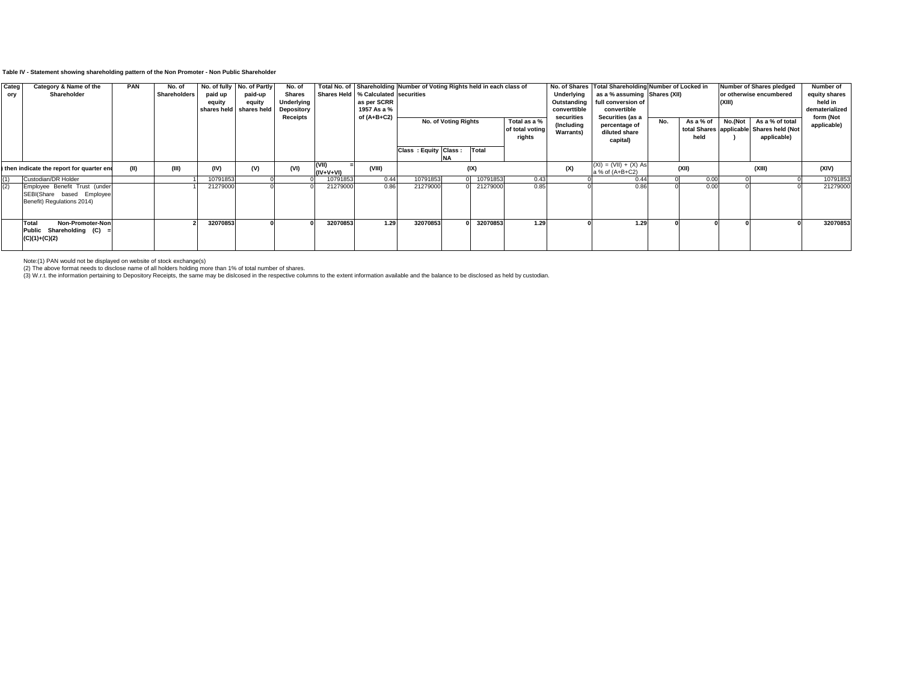**Table IV - Statement showing shareholding pattern of the Non Promoter - Non Public Shareholder**

| Category | Category & Name of the Shareholder | PAN | No. of Shareholders | No. of fully paid up equity shares held | No. of Partly paid-up equity shares held | No. of Shares Underlying Depository Receipts | Total No. of Shares Held | Shareholding % Calculated as per SCRR 1957 As a % of (A+B+C2) | Number of Voting Rights held in each class of securities | | | | No. of Shares Underlying Outstanding converttible securities (Including Warrants) | Total Shareholding as a % assuming full conversion of convertible Securities (as a percentage of diluted share capital) | Number of Locked in Shares (XII) | | Number of Shares pledged or otherwise encumbered (XIII) | | Number of equity shares held in dematerialized form (Not applicable) |
|---|---|---|---|---|---|---|---|---|---|---|---|---|---|---|---|---|---|---|---|
| | | | | | | | | | No. of Voting Rights | | | Total as a % of total voting rights | | | No. | As a % of total Shares held | No.(Not applicable) | As a % of total Shares held (Not applicable) | |
| | | | | | | | | | Class : Equity | Class : NA | Total | | | | | | | | |
| | then indicate the report for quarter end | (II) | (III) | (IV) | (V) | (VI) | (VII) = (IV+V+VI) | (VIII) | (IX) | | | | (X) | (XI) = (VII) + (X) As a % of (A+B+C2) | (XII) | | (XIII) | | (XIV) |
| (1) | Custodian/DR Holder | | 1 | 10791853 | 0 | 0 | 10791853 | 0.44 | 10791853 | 0 | 10791853 | 0.43 | 0 | 0.44 | 0 | 0.00 | 0 | 0 | 10791853 |
| (2) | Employee Benefit Trust (under SEBI(Share based Employee Benefit) Regulations 2014) | | 1 | 21279000 | 0 | 0 | 21279000 | 0.86 | 21279000 | 0 | 21279000 | 0.85 | 0 | 0.86 | 0 | 0.00 | 0 | 0 | 21279000 |
| | **Total Non-Promoter-Non Public Shareholding (C) = (C)(1)+(C)(2)** | | **2** | **32070853** | **0** | **0** | **32070853** | **1.29** | **32070853** | **0** | **32070853** | **1.29** | **0** | **1.29** | **0** | **0** | **0** | **0** | **32070853** |

Note:(1) PAN would not be displayed on website of stock exchange(s)
(2) The above format needs to disclose name of all holders holding more than 1% of total number of shares.
(3) W.r.t. the information pertaining to Depository Receipts, the same may be dislcosed in the respective columns to the extent information available and the balance to be disclosed as held by custodian.